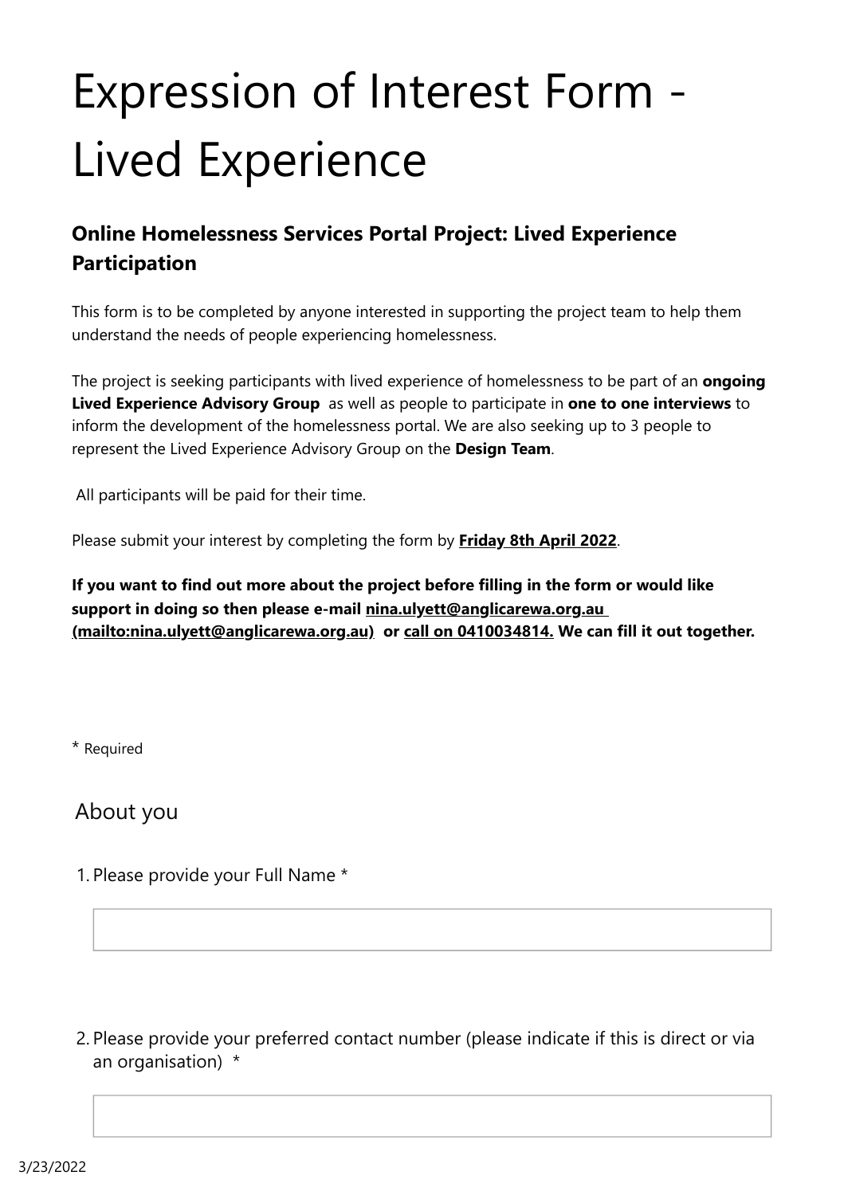# Expression of Interest Form - Lived Experience

## Online Homelessness Services Portal Project: Lived Experience Participation

This form is to be completed by anyone interested in supporting the project team to help them understand the needs of people experiencing homelessness.

The project is seeking participants with lived experience of homelessness to be part of an **ongoing Lived Experience Advisory Group** as well as people to participate in **one to one interviews** to inform the development of the homelessness portal. We are also seeking up to 3 people to represent the Lived Experience Advisory Group on the **Design Team**.

All participants will be paid for their time.

Please submit your interest by completing the form by **Friday 8th April 2022**.

**If you want to find out more about the project before filling in the form or would like support in doing so then please e-mail nina.ulyett@anglicarewa.org.au (mailto:nina.ulyett@anglicarewa.org.au) or call on 0410034814. We can fill it out together.**

\* Required

### About you

1. Please provide your Full Name *

2. Please provide your preferred contact number (please indicate if this is direct or via an organisation) *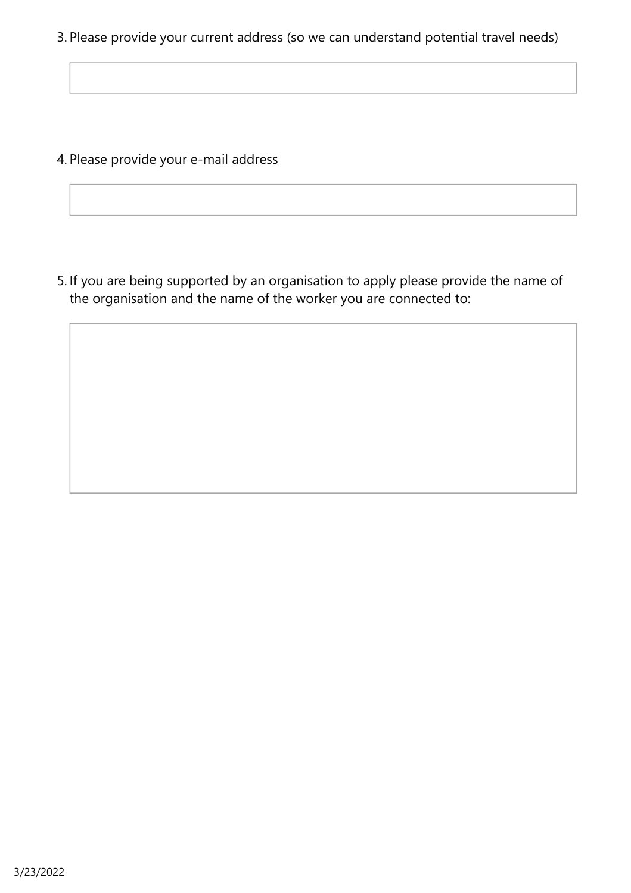3. Please provide your current address (so we can understand potential travel needs)

4. Please provide your e-mail address

5. If you are being supported by an organisation to apply please provide the name of the organisation and the name of the worker you are connected to: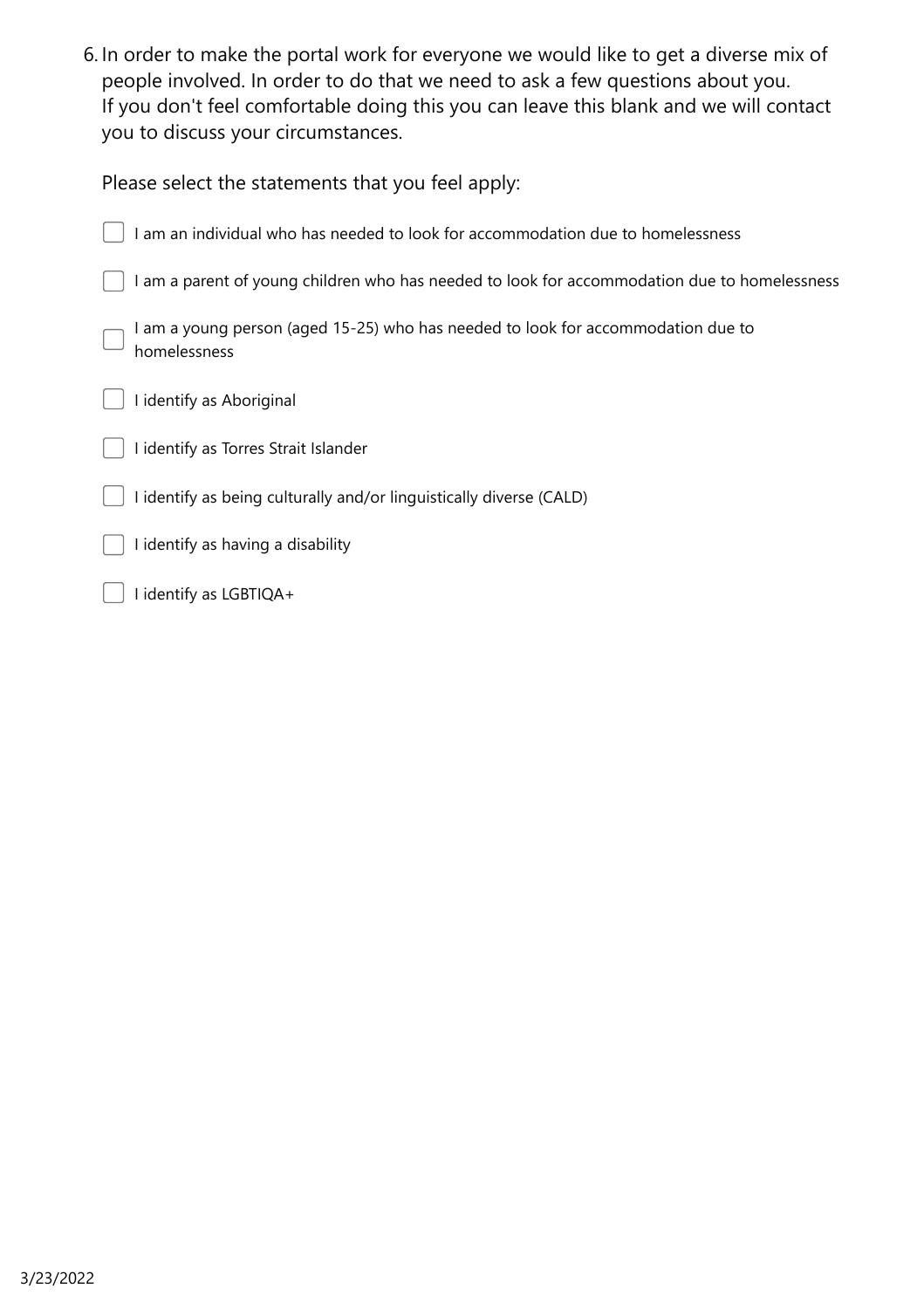6. In order to make the portal work for everyone we would like to get a diverse mix of people involved. In order to do that we need to ask a few questions about you. If you don't feel comfortable doing this you can leave this blank and we will contact you to discuss your circumstances.

   Please select the statements that you feel apply:

   - [ ] I am an individual who has needed to look for accommodation due to homelessness
   - [ ] I am a parent of young children who has needed to look for accommodation due to homelessness
   - [ ] I am a young person (aged 15-25) who has needed to look for accommodation due to homelessness
   - [ ] I identify as Aboriginal
   - [ ] I identify as Torres Strait Islander
   - [ ] I identify as being culturally and/or linguistically diverse (CALD)
   - [ ] I identify as having a disability
   - [ ] I identify as LGBTIQA+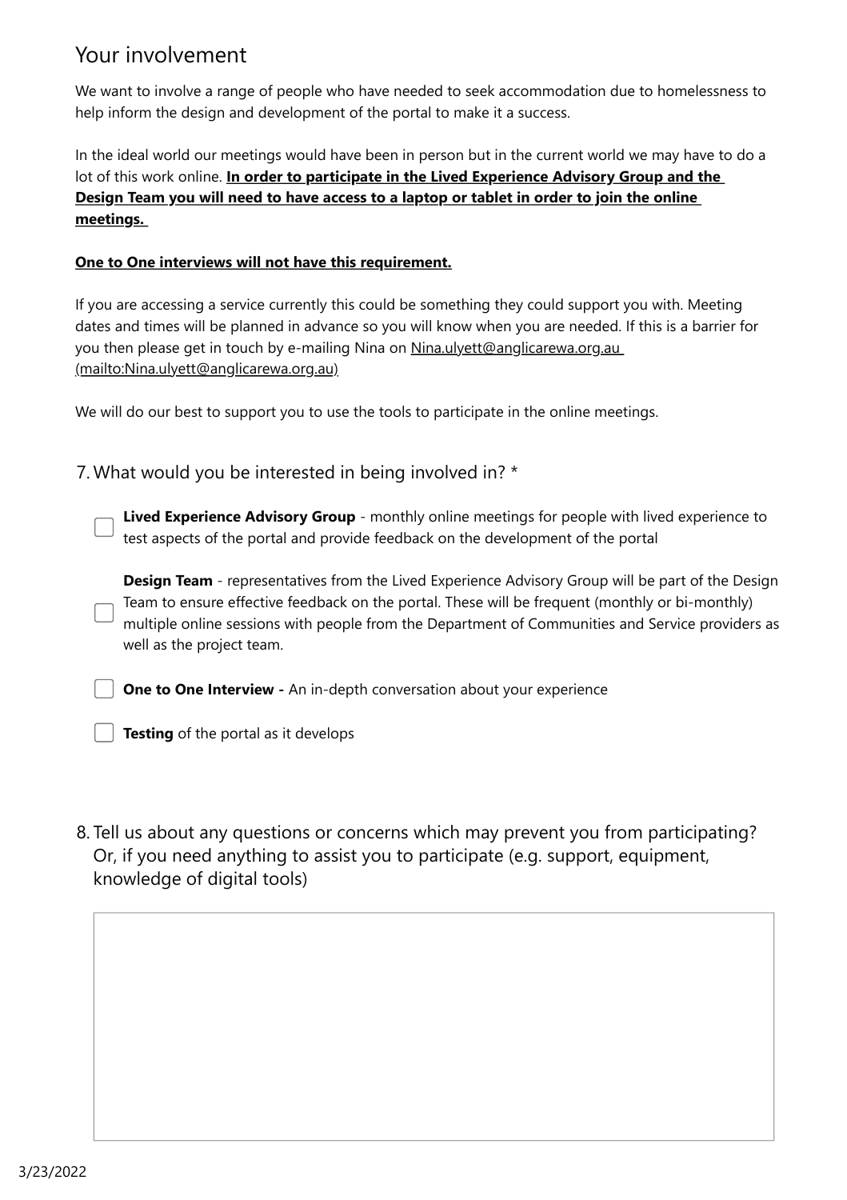## Your involvement

We want to involve a range of people who have needed to seek accommodation due to homelessness to help inform the design and development of the portal to make it a success.

In the ideal world our meetings would have been in person but in the current world we may have to do a lot of this work online. **In order to participate in the Lived Experience Advisory Group and the Design Team you will need to have access to a laptop or tablet in order to join the online meetings.**

**One to One interviews will not have this requirement.**

If you are accessing a service currently this could be something they could support you with. Meeting dates and times will be planned in advance so you will know when you are needed. If this is a barrier for you then please get in touch by e-mailing Nina on Nina.ulyett@anglicarewa.org.au (mailto:Nina.ulyett@anglicarewa.org.au)

We will do our best to support you to use the tools to participate in the online meetings.

7. What would you be interested in being involved in? *

- [ ] **Lived Experience Advisory Group** - monthly online meetings for people with lived experience to test aspects of the portal and provide feedback on the development of the portal
- [ ] **Design Team** - representatives from the Lived Experience Advisory Group will be part of the Design Team to ensure effective feedback on the portal. These will be frequent (monthly or bi-monthly) multiple online sessions with people from the Department of Communities and Service providers as well as the project team.
- [ ] **One to One Interview -** An in-depth conversation about your experience
- [ ] **Testing** of the portal as it develops

8. Tell us about any questions or concerns which may prevent you from participating? Or, if you need anything to assist you to participate (e.g. support, equipment, knowledge of digital tools)

3/23/2022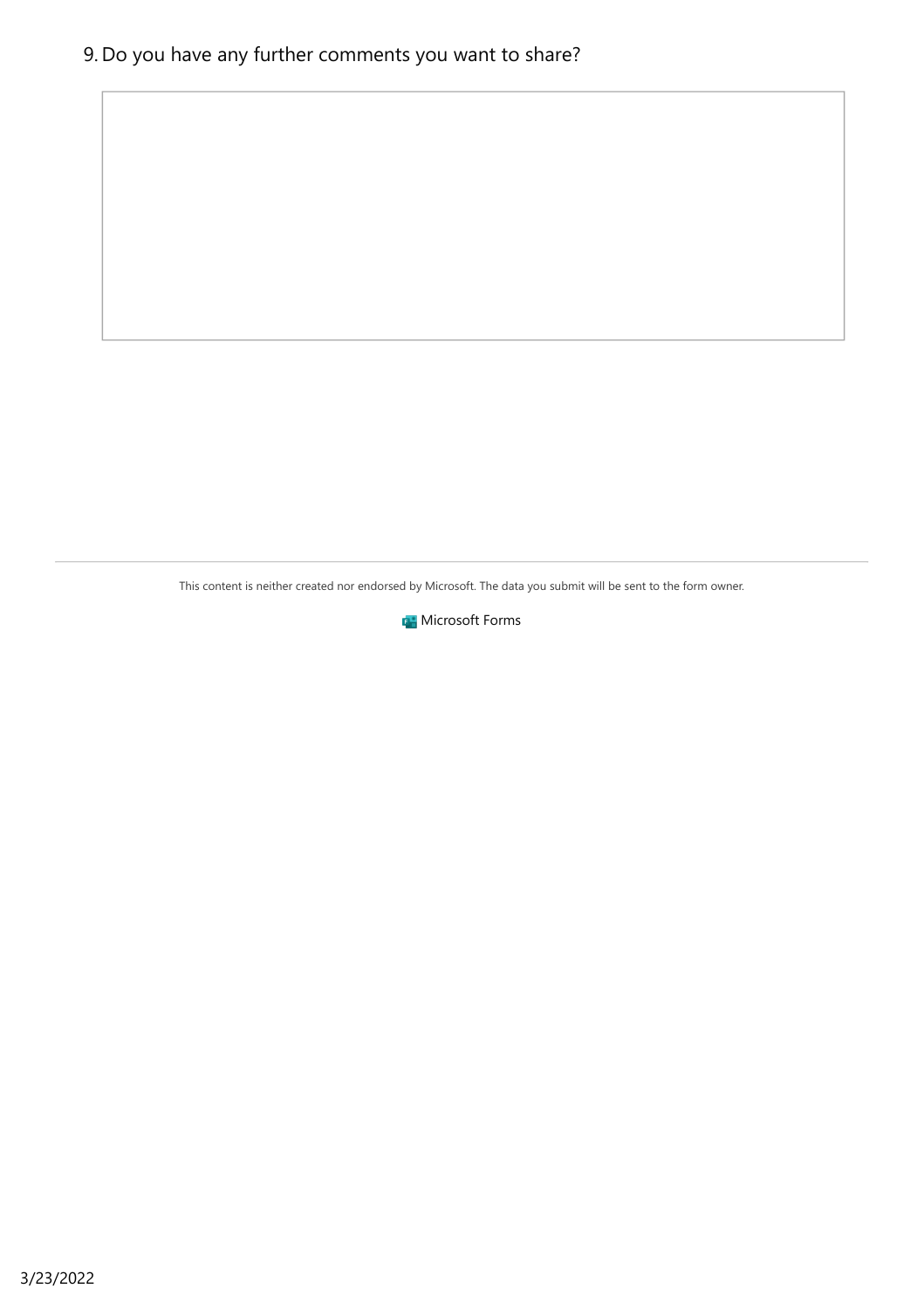9. Do you have any further comments you want to share?

This content is neither created nor endorsed by Microsoft. The data you submit will be sent to the form owner.

Microsoft Forms